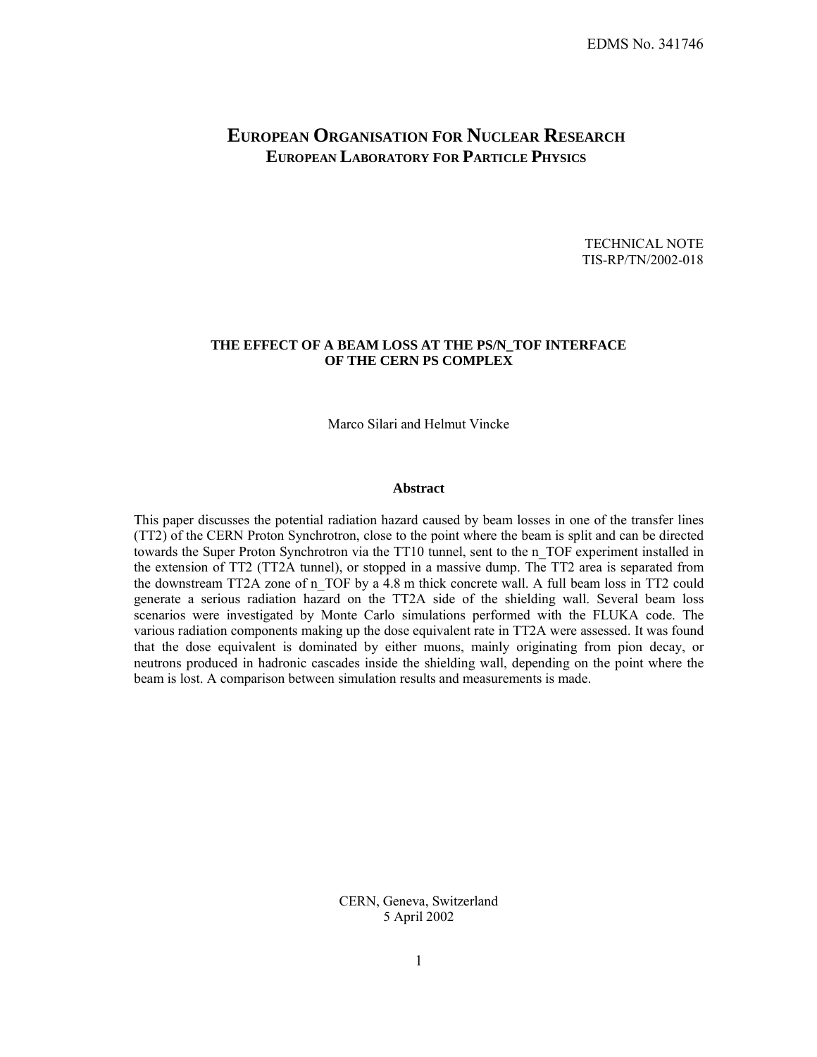EDMS No. 341746

# EUROPEAN ORGANISATION FOR NUCLEAR RESEARCH
## EUROPEAN LABORATORY FOR PARTICLE PHYSICS

TECHNICAL NOTE
TIS-RP/TN/2002-018

**THE EFFECT OF A BEAM LOSS AT THE PS/N_TOF INTERFACE OF THE CERN PS COMPLEX**

Marco Silari and Helmut Vincke

**Abstract**

This paper discusses the potential radiation hazard caused by beam losses in one of the transfer lines (TT2) of the CERN Proton Synchrotron, close to the point where the beam is split and can be directed towards the Super Proton Synchrotron via the TT10 tunnel, sent to the n_TOF experiment installed in the extension of TT2 (TT2A tunnel), or stopped in a massive dump. The TT2 area is separated from the downstream TT2A zone of n_TOF by a 4.8 m thick concrete wall. A full beam loss in TT2 could generate a serious radiation hazard on the TT2A side of the shielding wall. Several beam loss scenarios were investigated by Monte Carlo simulations performed with the FLUKA code. The various radiation components making up the dose equivalent rate in TT2A were assessed. It was found that the dose equivalent is dominated by either muons, mainly originating from pion decay, or neutrons produced in hadronic cascades inside the shielding wall, depending on the point where the beam is lost. A comparison between simulation results and measurements is made.

CERN, Geneva, Switzerland
5 April 2002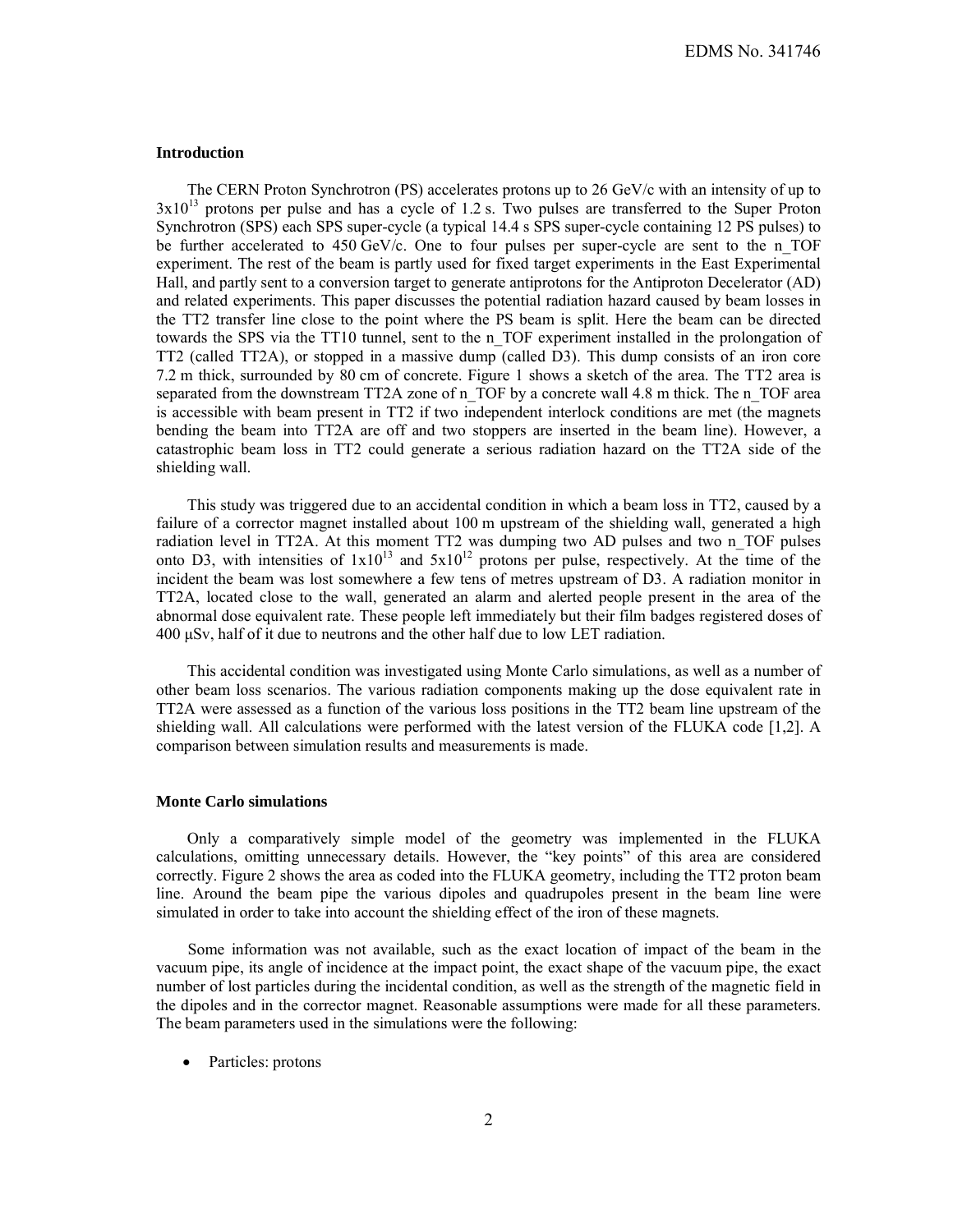## Introduction

The CERN Proton Synchrotron (PS) accelerates protons up to 26 GeV/c with an intensity of up to $3 \times 10^{13}$ protons per pulse and has a cycle of 1.2 s. Two pulses are transferred to the Super Proton Synchrotron (SPS) each SPS super-cycle (a typical 14.4 s SPS super-cycle containing 12 PS pulses) to be further accelerated to 450 GeV/c. One to four pulses per super-cycle are sent to the n_TOF experiment. The rest of the beam is partly used for fixed target experiments in the East Experimental Hall, and partly sent to a conversion target to generate antiprotons for the Antiproton Decelerator (AD) and related experiments. This paper discusses the potential radiation hazard caused by beam losses in the TT2 transfer line close to the point where the PS beam is split. Here the beam can be directed towards the SPS via the TT10 tunnel, sent to the n_TOF experiment installed in the prolongation of TT2 (called TT2A), or stopped in a massive dump (called D3). This dump consists of an iron core 7.2 m thick, surrounded by 80 cm of concrete. Figure 1 shows a sketch of the area. The TT2 area is separated from the downstream TT2A zone of n_TOF by a concrete wall 4.8 m thick. The n_TOF area is accessible with beam present in TT2 if two independent interlock conditions are met (the magnets bending the beam into TT2A are off and two stoppers are inserted in the beam line). However, a catastrophic beam loss in TT2 could generate a serious radiation hazard on the TT2A side of the shielding wall.

This study was triggered due to an accidental condition in which a beam loss in TT2, caused by a failure of a corrector magnet installed about 100 m upstream of the shielding wall, generated a high radiation level in TT2A. At this moment TT2 was dumping two AD pulses and two n_TOF pulses onto D3, with intensities of $1 \times 10^{13}$ and $5 \times 10^{12}$ protons per pulse, respectively. At the time of the incident the beam was lost somewhere a few tens of metres upstream of D3. A radiation monitor in TT2A, located close to the wall, generated an alarm and alerted people present in the area of the abnormal dose equivalent rate. These people left immediately but their film badges registered doses of 400 μSv, half of it due to neutrons and the other half due to low LET radiation.

This accidental condition was investigated using Monte Carlo simulations, as well as a number of other beam loss scenarios. The various radiation components making up the dose equivalent rate in TT2A were assessed as a function of the various loss positions in the TT2 beam line upstream of the shielding wall. All calculations were performed with the latest version of the FLUKA code [1,2]. A comparison between simulation results and measurements is made.

## Monte Carlo simulations

Only a comparatively simple model of the geometry was implemented in the FLUKA calculations, omitting unnecessary details. However, the "key points" of this area are considered correctly. Figure 2 shows the area as coded into the FLUKA geometry, including the TT2 proton beam line. Around the beam pipe the various dipoles and quadrupoles present in the beam line were simulated in order to take into account the shielding effect of the iron of these magnets.

Some information was not available, such as the exact location of impact of the beam in the vacuum pipe, its angle of incidence at the impact point, the exact shape of the vacuum pipe, the exact number of lost particles during the incidental condition, as well as the strength of the magnetic field in the dipoles and in the corrector magnet. Reasonable assumptions were made for all these parameters. The beam parameters used in the simulations were the following:

- Particles: protons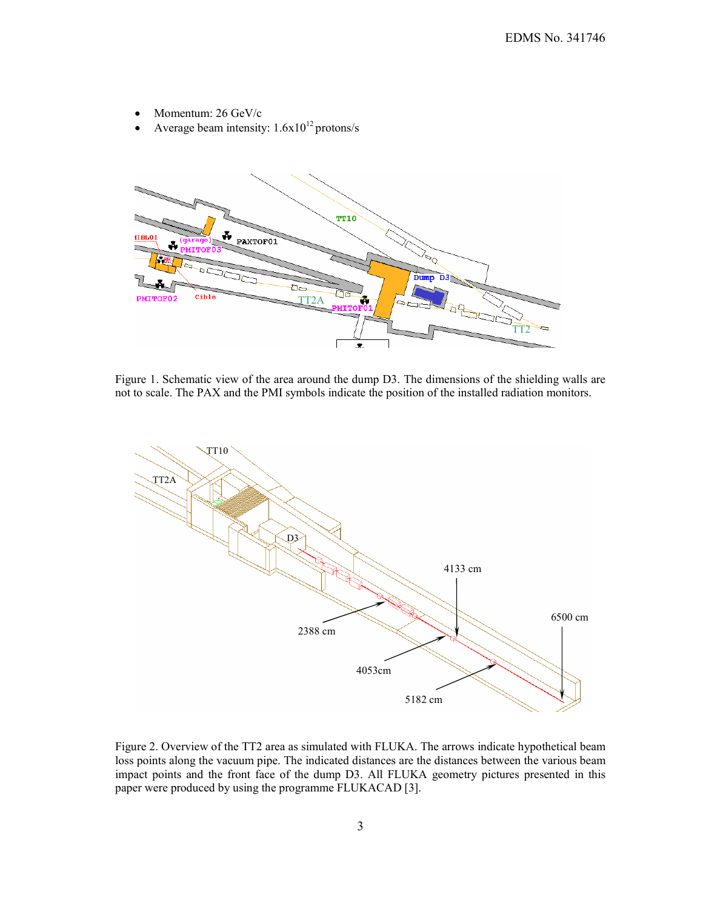- Momentum: 26 GeV/c
- Average beam intensity: $1.6 \times 10^{12}$ protons/s

Figure 1. Schematic view of the area around the dump D3. The dimensions of the shielding walls are not to scale. The PAX and the PMI symbols indicate the position of the installed radiation monitors.

Figure 2. Overview of the TT2 area as simulated with FLUKA. The arrows indicate hypothetical beam loss points along the vacuum pipe. The indicated distances are the distances between the various beam impact points and the front face of the dump D3. All FLUKA geometry pictures presented in this paper were produced by using the programme FLUKACAD [3].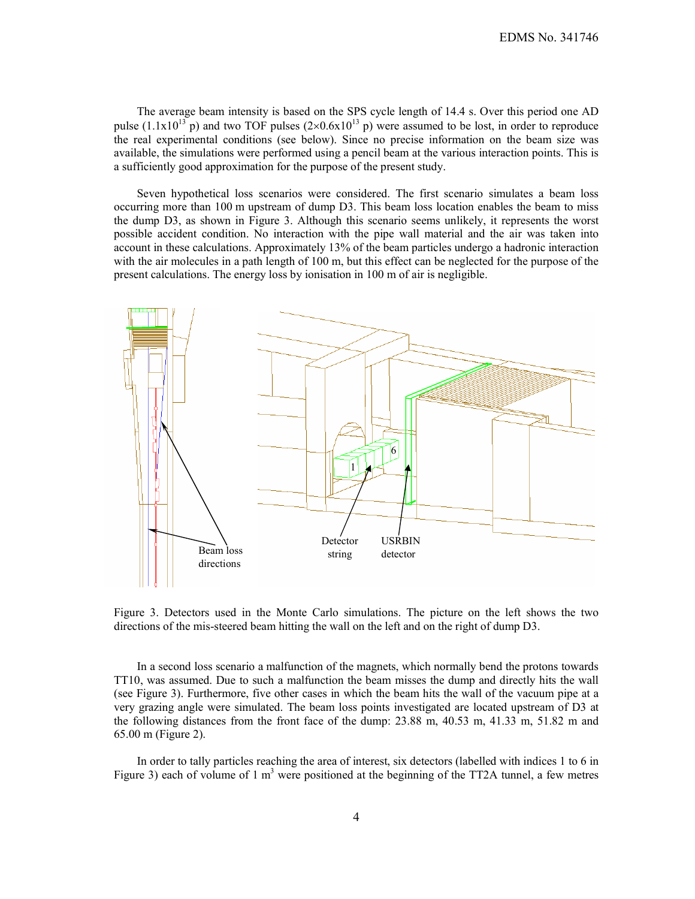The average beam intensity is based on the SPS cycle length of 14.4 s. Over this period one AD pulse ($1.1 \times 10^{13}$ p) and two TOF pulses ($2 \times 0.6 \times 10^{13}$ p) were assumed to be lost, in order to reproduce the real experimental conditions (see below). Since no precise information on the beam size was available, the simulations were performed using a pencil beam at the various interaction points. This is a sufficiently good approximation for the purpose of the present study.

Seven hypothetical loss scenarios were considered. The first scenario simulates a beam loss occurring more than 100 m upstream of dump D3. This beam loss location enables the beam to miss the dump D3, as shown in Figure 3. Although this scenario seems unlikely, it represents the worst possible accident condition. No interaction with the pipe wall material and the air was taken into account in these calculations. Approximately 13% of the beam particles undergo a hadronic interaction with the air molecules in a path length of 100 m, but this effect can be neglected for the purpose of the present calculations. The energy loss by ionisation in 100 m of air is negligible.

Figure 3. Detectors used in the Monte Carlo simulations. The picture on the left shows the two directions of the mis-steered beam hitting the wall on the left and on the right of dump D3.

In a second loss scenario a malfunction of the magnets, which normally bend the protons towards TT10, was assumed. Due to such a malfunction the beam misses the dump and directly hits the wall (see Figure 3). Furthermore, five other cases in which the beam hits the wall of the vacuum pipe at a very grazing angle were simulated. The beam loss points investigated are located upstream of D3 at the following distances from the front face of the dump: 23.88 m, 40.53 m, 41.33 m, 51.82 m and 65.00 m (Figure 2).

In order to tally particles reaching the area of interest, six detectors (labelled with indices 1 to 6 in Figure 3) each of volume of 1 $m^3$ were positioned at the beginning of the TT2A tunnel, a few metres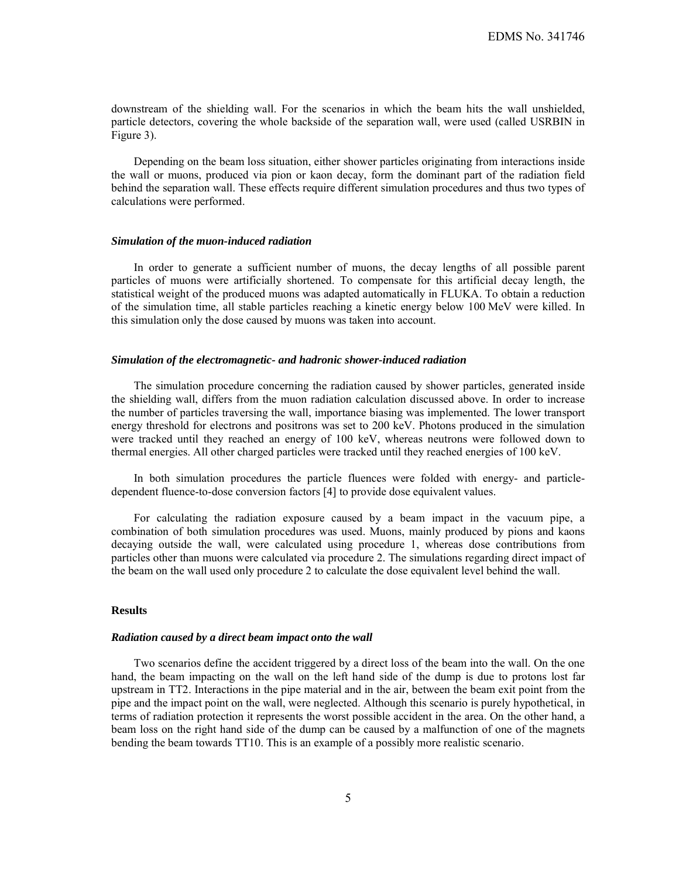downstream of the shielding wall. For the scenarios in which the beam hits the wall unshielded, particle detectors, covering the whole backside of the separation wall, were used (called USRBIN in Figure 3).

Depending on the beam loss situation, either shower particles originating from interactions inside the wall or muons, produced via pion or kaon decay, form the dominant part of the radiation field behind the separation wall. These effects require different simulation procedures and thus two types of calculations were performed.

#### *Simulation of the muon-induced radiation*

In order to generate a sufficient number of muons, the decay lengths of all possible parent particles of muons were artificially shortened. To compensate for this artificial decay length, the statistical weight of the produced muons was adapted automatically in FLUKA. To obtain a reduction of the simulation time, all stable particles reaching a kinetic energy below 100 MeV were killed. In this simulation only the dose caused by muons was taken into account.

#### *Simulation of the electromagnetic- and hadronic shower-induced radiation*

The simulation procedure concerning the radiation caused by shower particles, generated inside the shielding wall, differs from the muon radiation calculation discussed above. In order to increase the number of particles traversing the wall, importance biasing was implemented. The lower transport energy threshold for electrons and positrons was set to 200 keV. Photons produced in the simulation were tracked until they reached an energy of 100 keV, whereas neutrons were followed down to thermal energies. All other charged particles were tracked until they reached energies of 100 keV.

In both simulation procedures the particle fluences were folded with energy- and particle-dependent fluence-to-dose conversion factors [4] to provide dose equivalent values.

For calculating the radiation exposure caused by a beam impact in the vacuum pipe, a combination of both simulation procedures was used. Muons, mainly produced by pions and kaons decaying outside the wall, were calculated using procedure 1, whereas dose contributions from particles other than muons were calculated via procedure 2. The simulations regarding direct impact of the beam on the wall used only procedure 2 to calculate the dose equivalent level behind the wall.

### Results

#### *Radiation caused by a direct beam impact onto the wall*

Two scenarios define the accident triggered by a direct loss of the beam into the wall. On the one hand, the beam impacting on the wall on the left hand side of the dump is due to protons lost far upstream in TT2. Interactions in the pipe material and in the air, between the beam exit point from the pipe and the impact point on the wall, were neglected. Although this scenario is purely hypothetical, in terms of radiation protection it represents the worst possible accident in the area. On the other hand, a beam loss on the right hand side of the dump can be caused by a malfunction of one of the magnets bending the beam towards TT10. This is an example of a possibly more realistic scenario.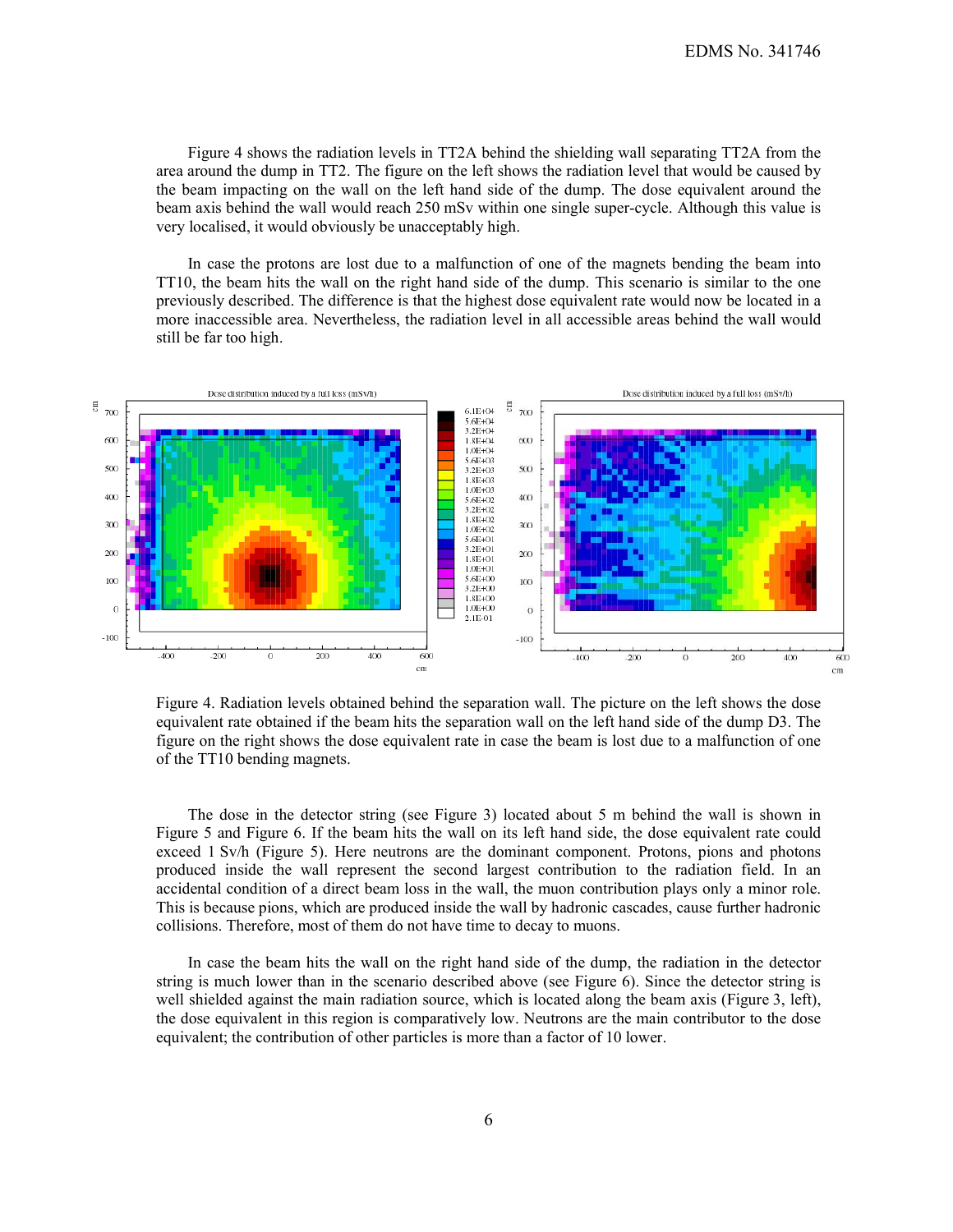Figure 4 shows the radiation levels in TT2A behind the shielding wall separating TT2A from the area around the dump in TT2. The figure on the left shows the radiation level that would be caused by the beam impacting on the wall on the left hand side of the dump. The dose equivalent around the beam axis behind the wall would reach 250 mSv within one single super-cycle. Although this value is very localised, it would obviously be unacceptably high.

In case the protons are lost due to a malfunction of one of the magnets bending the beam into TT10, the beam hits the wall on the right hand side of the dump. This scenario is similar to the one previously described. The difference is that the highest dose equivalent rate would now be located in a more inaccessible area. Nevertheless, the radiation level in all accessible areas behind the wall would still be far too high.

Figure 4. Radiation levels obtained behind the separation wall. The picture on the left shows the dose equivalent rate obtained if the beam hits the separation wall on the left hand side of the dump D3. The figure on the right shows the dose equivalent rate in case the beam is lost due to a malfunction of one of the TT10 bending magnets.

The dose in the detector string (see Figure 3) located about 5 m behind the wall is shown in Figure 5 and Figure 6. If the beam hits the wall on its left hand side, the dose equivalent rate could exceed 1 Sv/h (Figure 5). Here neutrons are the dominant component. Protons, pions and photons produced inside the wall represent the second largest contribution to the radiation field. In an accidental condition of a direct beam loss in the wall, the muon contribution plays only a minor role. This is because pions, which are produced inside the wall by hadronic cascades, cause further hadronic collisions. Therefore, most of them do not have time to decay to muons.

In case the beam hits the wall on the right hand side of the dump, the radiation in the detector string is much lower than in the scenario described above (see Figure 6). Since the detector string is well shielded against the main radiation source, which is located along the beam axis (Figure 3, left), the dose equivalent in this region is comparatively low. Neutrons are the main contributor to the dose equivalent; the contribution of other particles is more than a factor of 10 lower.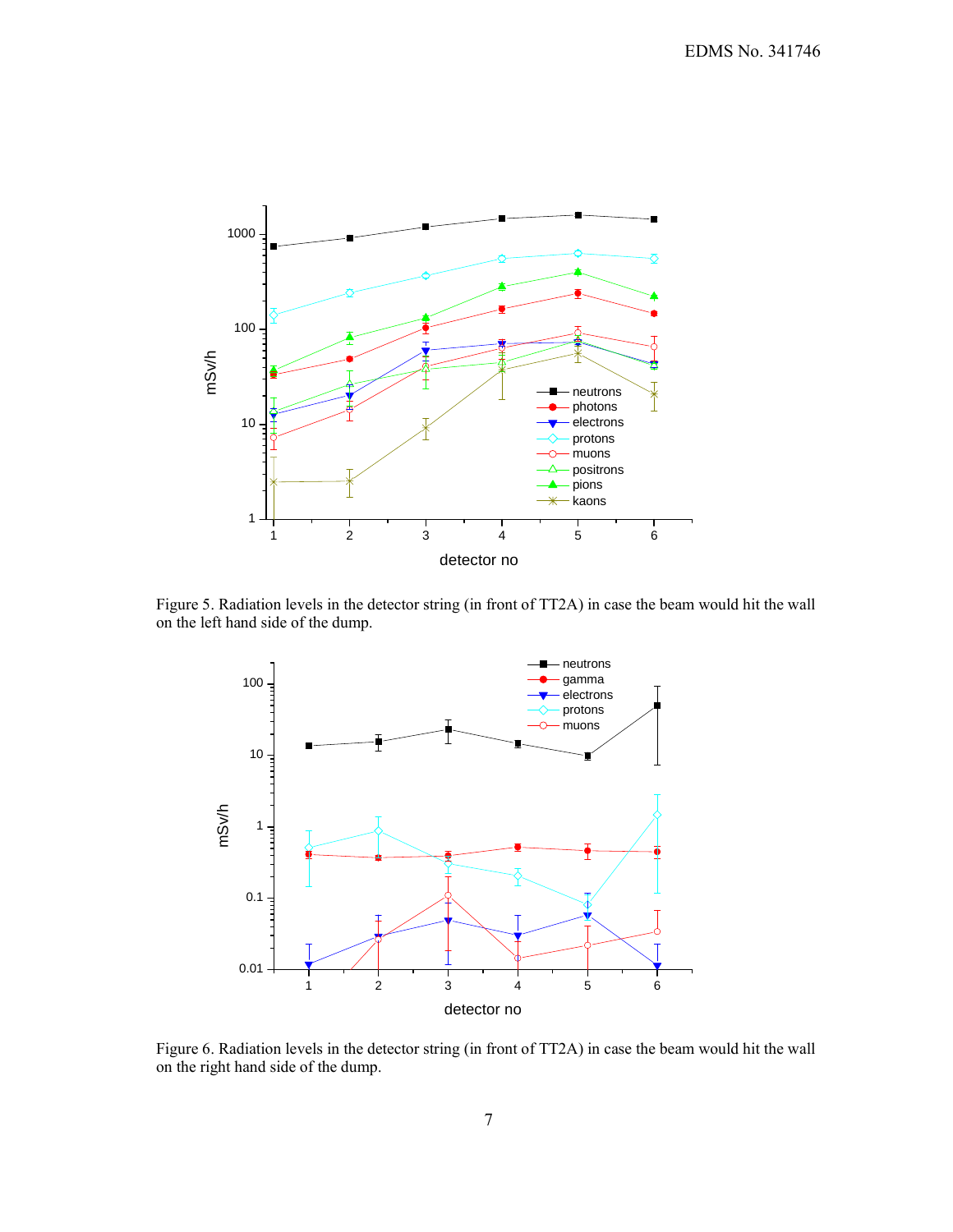Figure 5. Radiation levels in the detector string (in front of TT2A) in case the beam would hit the wall on the left hand side of the dump.

Figure 6. Radiation levels in the detector string (in front of TT2A) in case the beam would hit the wall on the right hand side of the dump.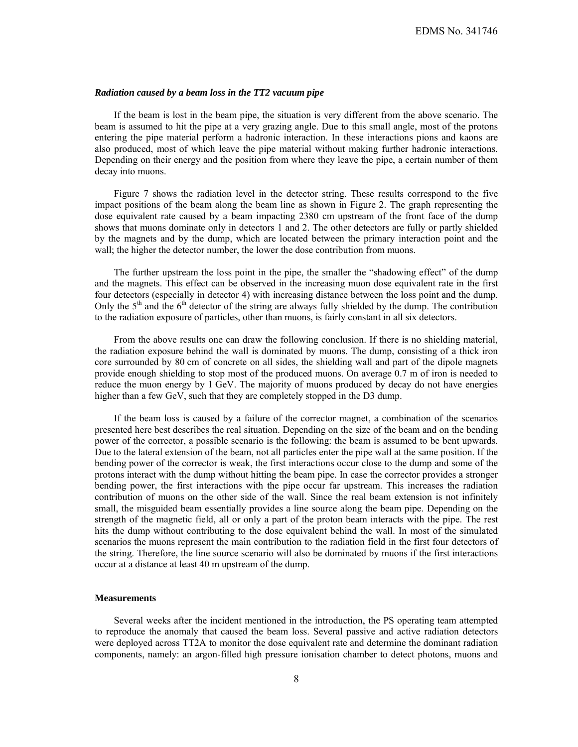### *Radiation caused by a beam loss in the TT2 vacuum pipe*

If the beam is lost in the beam pipe, the situation is very different from the above scenario. The beam is assumed to hit the pipe at a very grazing angle. Due to this small angle, most of the protons entering the pipe material perform a hadronic interaction. In these interactions pions and kaons are also produced, most of which leave the pipe material without making further hadronic interactions. Depending on their energy and the position from where they leave the pipe, a certain number of them decay into muons.

Figure 7 shows the radiation level in the detector string. These results correspond to the five impact positions of the beam along the beam line as shown in Figure 2. The graph representing the dose equivalent rate caused by a beam impacting 2380 cm upstream of the front face of the dump shows that muons dominate only in detectors 1 and 2. The other detectors are fully or partly shielded by the magnets and by the dump, which are located between the primary interaction point and the wall; the higher the detector number, the lower the dose contribution from muons.

The further upstream the loss point in the pipe, the smaller the "shadowing effect" of the dump and the magnets. This effect can be observed in the increasing muon dose equivalent rate in the first four detectors (especially in detector 4) with increasing distance between the loss point and the dump. Only the 5th and the 6th detector of the string are always fully shielded by the dump. The contribution to the radiation exposure of particles, other than muons, is fairly constant in all six detectors.

From the above results one can draw the following conclusion. If there is no shielding material, the radiation exposure behind the wall is dominated by muons. The dump, consisting of a thick iron core surrounded by 80 cm of concrete on all sides, the shielding wall and part of the dipole magnets provide enough shielding to stop most of the produced muons. On average 0.7 m of iron is needed to reduce the muon energy by 1 GeV. The majority of muons produced by decay do not have energies higher than a few GeV, such that they are completely stopped in the D3 dump.

If the beam loss is caused by a failure of the corrector magnet, a combination of the scenarios presented here best describes the real situation. Depending on the size of the beam and on the bending power of the corrector, a possible scenario is the following: the beam is assumed to be bent upwards. Due to the lateral extension of the beam, not all particles enter the pipe wall at the same position. If the bending power of the corrector is weak, the first interactions occur close to the dump and some of the protons interact with the dump without hitting the beam pipe. In case the corrector provides a stronger bending power, the first interactions with the pipe occur far upstream. This increases the radiation contribution of muons on the other side of the wall. Since the real beam extension is not infinitely small, the misguided beam essentially provides a line source along the beam pipe. Depending on the strength of the magnetic field, all or only a part of the proton beam interacts with the pipe. The rest hits the dump without contributing to the dose equivalent behind the wall. In most of the simulated scenarios the muons represent the main contribution to the radiation field in the first four detectors of the string. Therefore, the line source scenario will also be dominated by muons if the first interactions occur at a distance at least 40 m upstream of the dump.

## Measurements

Several weeks after the incident mentioned in the introduction, the PS operating team attempted to reproduce the anomaly that caused the beam loss. Several passive and active radiation detectors were deployed across TT2A to monitor the dose equivalent rate and determine the dominant radiation components, namely: an argon-filled high pressure ionisation chamber to detect photons, muons and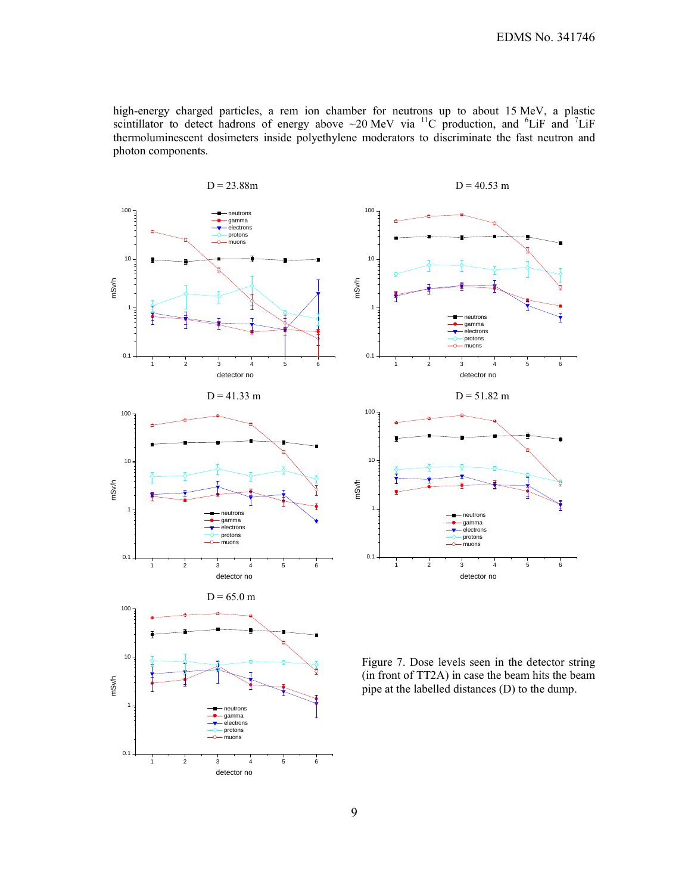high-energy charged particles, a rem ion chamber for neutrons up to about 15 MeV, a plastic scintillator to detect hadrons of energy above ~20 MeV via $^{11}C$ production, and $^{6}LiF$ and $^{7}LiF$ thermoluminescent dosimeters inside polyethylene moderators to discriminate the fast neutron and photon components.

Figure 7. Dose levels seen in the detector string (in front of TT2A) in case the beam hits the beam pipe at the labelled distances (D) to the dump.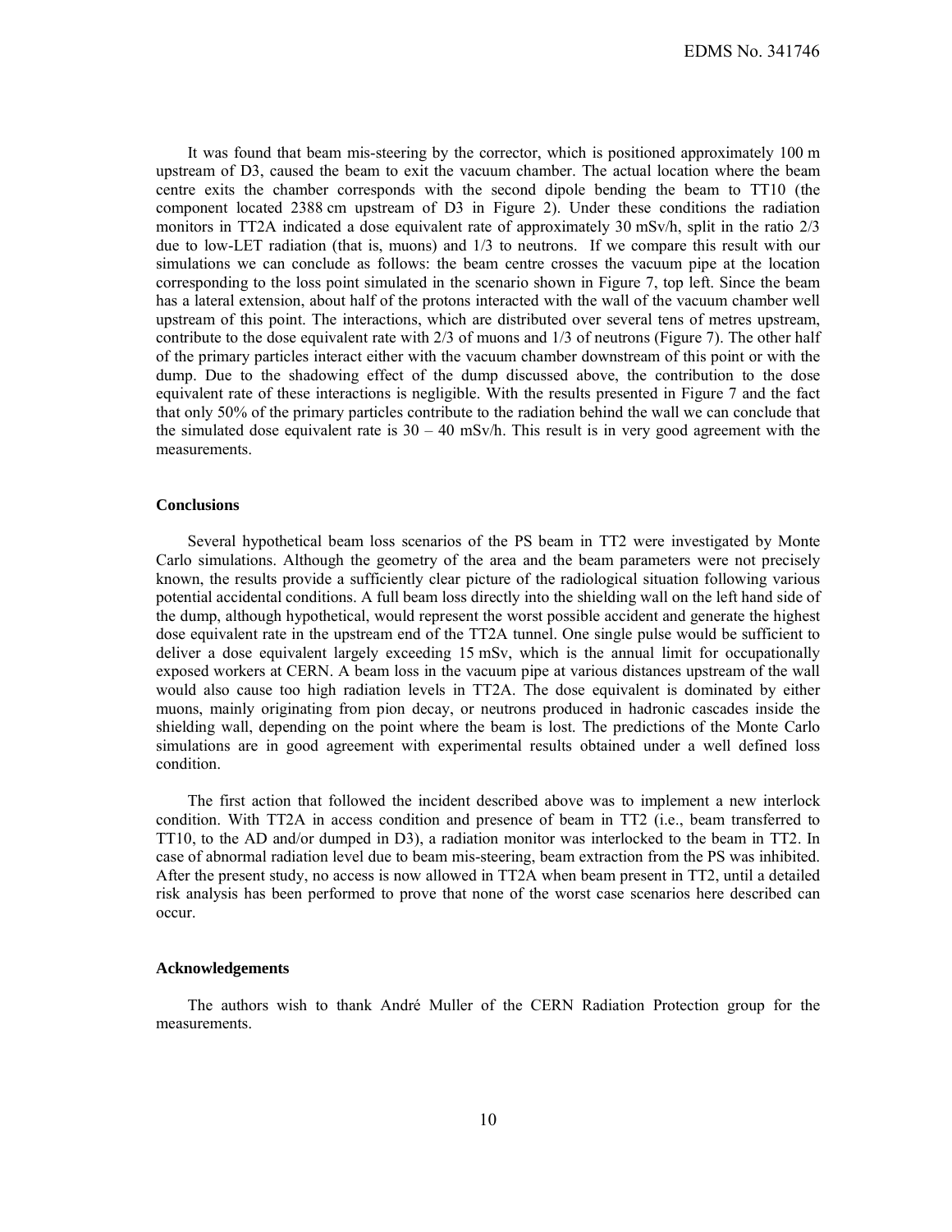It was found that beam mis-steering by the corrector, which is positioned approximately 100 m upstream of D3, caused the beam to exit the vacuum chamber. The actual location where the beam centre exits the chamber corresponds with the second dipole bending the beam to TT10 (the component located 2388 cm upstream of D3 in Figure 2). Under these conditions the radiation monitors in TT2A indicated a dose equivalent rate of approximately 30 mSv/h, split in the ratio 2/3 due to low-LET radiation (that is, muons) and 1/3 to neutrons. If we compare this result with our simulations we can conclude as follows: the beam centre crosses the vacuum pipe at the location corresponding to the loss point simulated in the scenario shown in Figure 7, top left. Since the beam has a lateral extension, about half of the protons interacted with the wall of the vacuum chamber well upstream of this point. The interactions, which are distributed over several tens of metres upstream, contribute to the dose equivalent rate with 2/3 of muons and 1/3 of neutrons (Figure 7). The other half of the primary particles interact either with the vacuum chamber downstream of this point or with the dump. Due to the shadowing effect of the dump discussed above, the contribution to the dose equivalent rate of these interactions is negligible. With the results presented in Figure 7 and the fact that only 50% of the primary particles contribute to the radiation behind the wall we can conclude that the simulated dose equivalent rate is 30 – 40 mSv/h. This result is in very good agreement with the measurements.

## Conclusions

Several hypothetical beam loss scenarios of the PS beam in TT2 were investigated by Monte Carlo simulations. Although the geometry of the area and the beam parameters were not precisely known, the results provide a sufficiently clear picture of the radiological situation following various potential accidental conditions. A full beam loss directly into the shielding wall on the left hand side of the dump, although hypothetical, would represent the worst possible accident and generate the highest dose equivalent rate in the upstream end of the TT2A tunnel. One single pulse would be sufficient to deliver a dose equivalent largely exceeding 15 mSv, which is the annual limit for occupationally exposed workers at CERN. A beam loss in the vacuum pipe at various distances upstream of the wall would also cause too high radiation levels in TT2A. The dose equivalent is dominated by either muons, mainly originating from pion decay, or neutrons produced in hadronic cascades inside the shielding wall, depending on the point where the beam is lost. The predictions of the Monte Carlo simulations are in good agreement with experimental results obtained under a well defined loss condition.

The first action that followed the incident described above was to implement a new interlock condition. With TT2A in access condition and presence of beam in TT2 (i.e., beam transferred to TT10, to the AD and/or dumped in D3), a radiation monitor was interlocked to the beam in TT2. In case of abnormal radiation level due to beam mis-steering, beam extraction from the PS was inhibited. After the present study, no access is now allowed in TT2A when beam present in TT2, until a detailed risk analysis has been performed to prove that none of the worst case scenarios here described can occur.

## Acknowledgements

The authors wish to thank André Muller of the CERN Radiation Protection group for the measurements.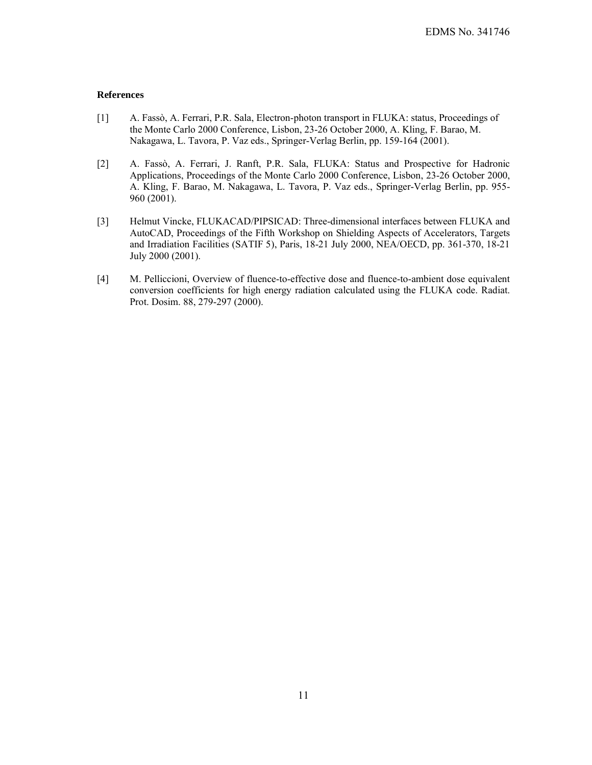**References**

[1] A. Fassò, A. Ferrari, P.R. Sala, Electron-photon transport in FLUKA: status, Proceedings of the Monte Carlo 2000 Conference, Lisbon, 23-26 October 2000, A. Kling, F. Barao, M. Nakagawa, L. Tavora, P. Vaz eds., Springer-Verlag Berlin, pp. 159-164 (2001).

[2] A. Fassò, A. Ferrari, J. Ranft, P.R. Sala, FLUKA: Status and Prospective for Hadronic Applications, Proceedings of the Monte Carlo 2000 Conference, Lisbon, 23-26 October 2000, A. Kling, F. Barao, M. Nakagawa, L. Tavora, P. Vaz eds., Springer-Verlag Berlin, pp. 955-960 (2001).

[3] Helmut Vincke, FLUKACAD/PIPSICAD: Three-dimensional interfaces between FLUKA and AutoCAD, Proceedings of the Fifth Workshop on Shielding Aspects of Accelerators, Targets and Irradiation Facilities (SATIF 5), Paris, 18-21 July 2000, NEA/OECD, pp. 361-370, 18-21 July 2000 (2001).

[4] M. Pelliccioni, Overview of fluence-to-effective dose and fluence-to-ambient dose equivalent conversion coefficients for high energy radiation calculated using the FLUKA code. Radiat. Prot. Dosim. 88, 279-297 (2000).